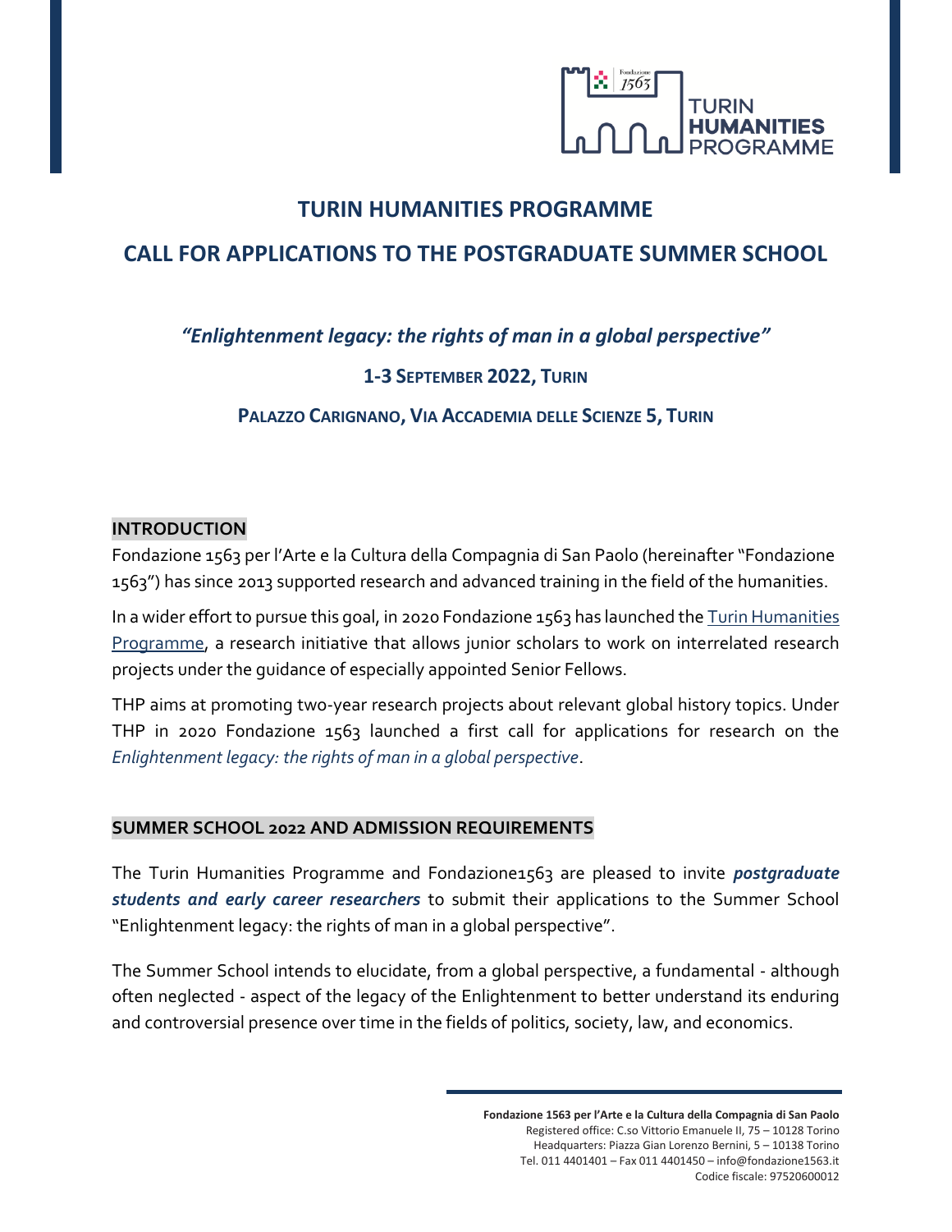# TURIN HUMANITIES PROGRAMME

# CALL FOR APPLICATIONS TO THE POSTGRADUATE SUMMER SCHOOL

***"Enlightenment legacy: the rights of man in a global perspective"***

**1-3 SEPTEMBER 2022, TURIN**

**PALAZZO CARIGNANO, VIA ACCADEMIA DELLE SCIENZE 5, TURIN**

## INTRODUCTION

Fondazione 1563 per l'Arte e la Cultura della Compagnia di San Paolo (hereinafter "Fondazione 1563") has since 2013 supported research and advanced training in the field of the humanities.

In a wider effort to pursue this goal, in 2020 Fondazione 1563 has launched the Turin Humanities Programme, a research initiative that allows junior scholars to work on interrelated research projects under the guidance of especially appointed Senior Fellows.

THP aims at promoting two-year research projects about relevant global history topics. Under THP in 2020 Fondazione 1563 launched a first call for applications for research on the *Enlightenment legacy: the rights of man in a global perspective*.

## SUMMER SCHOOL 2022 AND ADMISSION REQUIREMENTS

The Turin Humanities Programme and Fondazione1563 are pleased to invite ***postgraduate students and early career researchers*** to submit their applications to the Summer School "Enlightenment legacy: the rights of man in a global perspective".

The Summer School intends to elucidate, from a global perspective, a fundamental - although often neglected - aspect of the legacy of the Enlightenment to better understand its enduring and controversial presence over time in the fields of politics, society, law, and economics.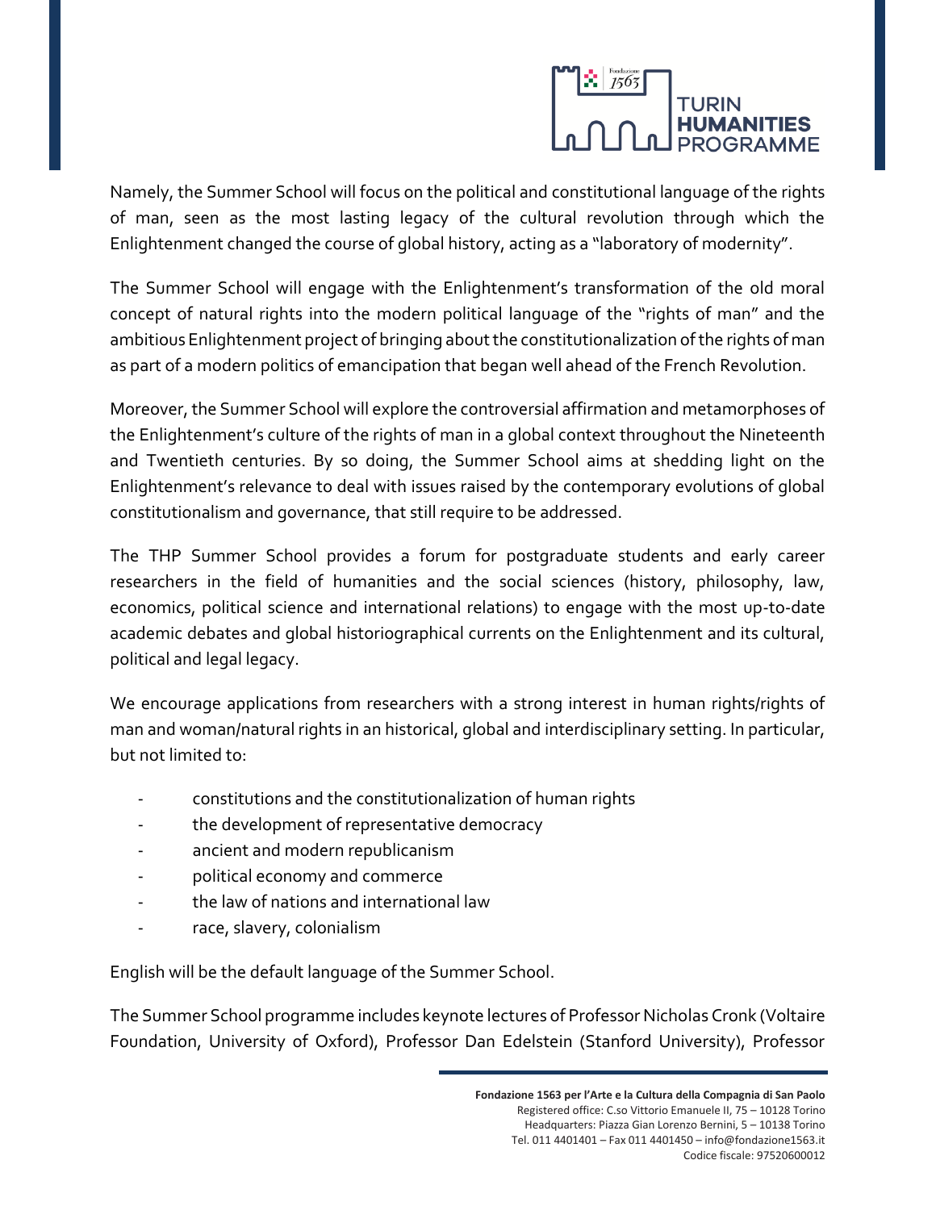Namely, the Summer School will focus on the political and constitutional language of the rights of man, seen as the most lasting legacy of the cultural revolution through which the Enlightenment changed the course of global history, acting as a "laboratory of modernity".

The Summer School will engage with the Enlightenment's transformation of the old moral concept of natural rights into the modern political language of the "rights of man" and the ambitious Enlightenment project of bringing about the constitutionalization of the rights of man as part of a modern politics of emancipation that began well ahead of the French Revolution.

Moreover, the Summer School will explore the controversial affirmation and metamorphoses of the Enlightenment's culture of the rights of man in a global context throughout the Nineteenth and Twentieth centuries. By so doing, the Summer School aims at shedding light on the Enlightenment's relevance to deal with issues raised by the contemporary evolutions of global constitutionalism and governance, that still require to be addressed.

The THP Summer School provides a forum for postgraduate students and early career researchers in the field of humanities and the social sciences (history, philosophy, law, economics, political science and international relations) to engage with the most up-to-date academic debates and global historiographical currents on the Enlightenment and its cultural, political and legal legacy.

We encourage applications from researchers with a strong interest in human rights/rights of man and woman/natural rights in an historical, global and interdisciplinary setting. In particular, but not limited to:

- constitutions and the constitutionalization of human rights
- the development of representative democracy
- ancient and modern republicanism
- political economy and commerce
- the law of nations and international law
- race, slavery, colonialism

English will be the default language of the Summer School.

The Summer School programme includes keynote lectures of Professor Nicholas Cronk (Voltaire Foundation, University of Oxford), Professor Dan Edelstein (Stanford University), Professor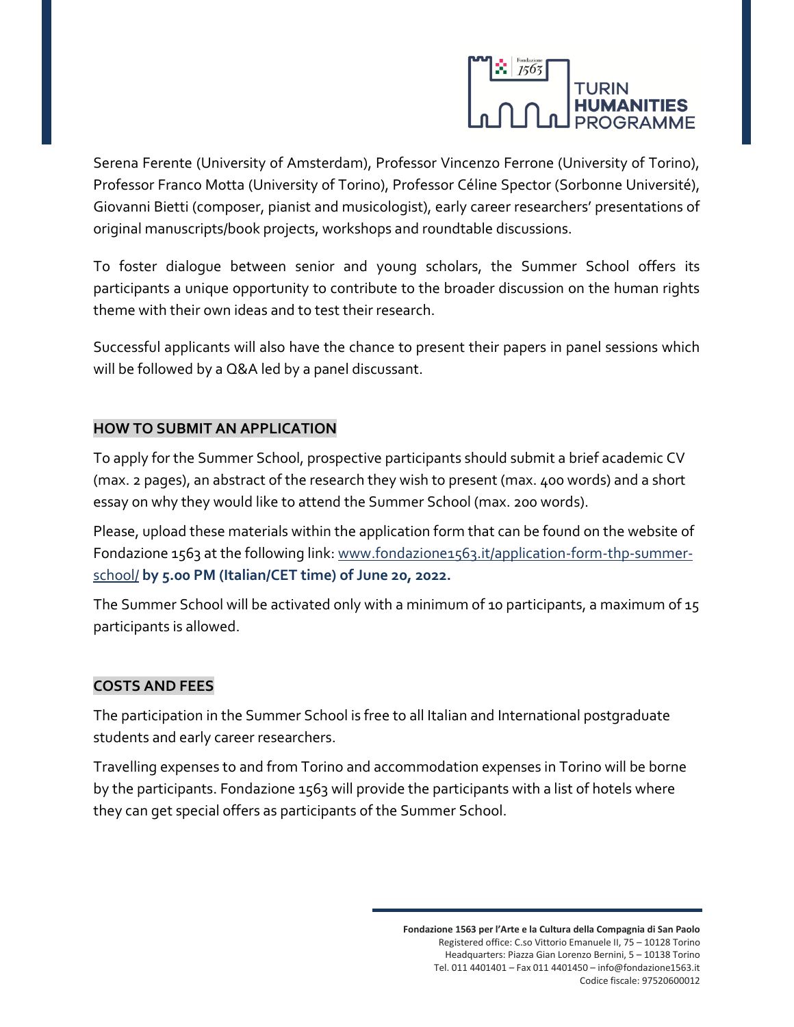Serena Ferente (University of Amsterdam), Professor Vincenzo Ferrone (University of Torino), Professor Franco Motta (University of Torino), Professor Céline Spector (Sorbonne Université), Giovanni Bietti (composer, pianist and musicologist), early career researchers' presentations of original manuscripts/book projects, workshops and roundtable discussions.

To foster dialogue between senior and young scholars, the Summer School offers its participants a unique opportunity to contribute to the broader discussion on the human rights theme with their own ideas and to test their research.

Successful applicants will also have the chance to present their papers in panel sessions which will be followed by a Q&A led by a panel discussant.

## HOW TO SUBMIT AN APPLICATION

To apply for the Summer School, prospective participants should submit a brief academic CV (max. 2 pages), an abstract of the research they wish to present (max. 400 words) and a short essay on why they would like to attend the Summer School (max. 200 words).

Please, upload these materials within the application form that can be found on the website of Fondazione 1563 at the following link: www.fondazione1563.it/application-form-thp-summer-school/ **by 5.00 PM (Italian/CET time) of June 20, 2022.**

The Summer School will be activated only with a minimum of 10 participants, a maximum of 15 participants is allowed.

## COSTS AND FEES

The participation in the Summer School is free to all Italian and International postgraduate students and early career researchers.

Travelling expenses to and from Torino and accommodation expenses in Torino will be borne by the participants. Fondazione 1563 will provide the participants with a list of hotels where they can get special offers as participants of the Summer School.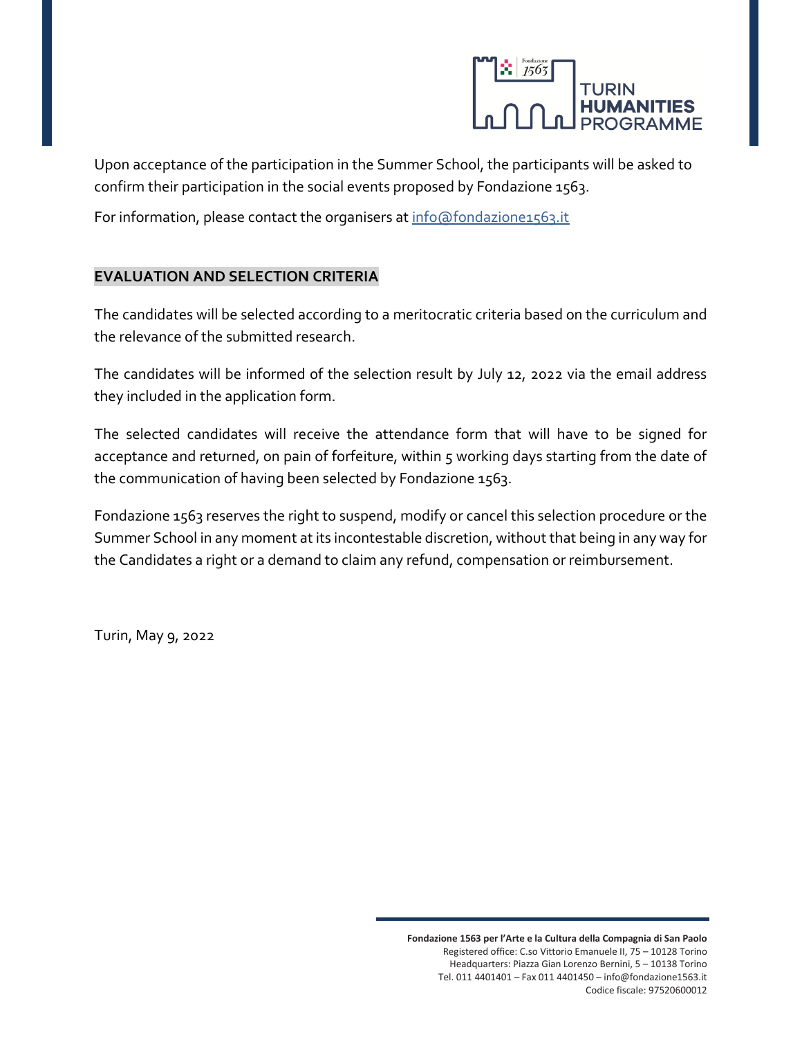Upon acceptance of the participation in the Summer School, the participants will be asked to confirm their participation in the social events proposed by Fondazione 1563.

For information, please contact the organisers at info@fondazione1563.it

## EVALUATION AND SELECTION CRITERIA

The candidates will be selected according to a meritocratic criteria based on the curriculum and the relevance of the submitted research.

The candidates will be informed of the selection result by July 12, 2022 via the email address they included in the application form.

The selected candidates will receive the attendance form that will have to be signed for acceptance and returned, on pain of forfeiture, within 5 working days starting from the date of the communication of having been selected by Fondazione 1563.

Fondazione 1563 reserves the right to suspend, modify or cancel this selection procedure or the Summer School in any moment at its incontestable discretion, without that being in any way for the Candidates a right or a demand to claim any refund, compensation or reimbursement.

Turin, May 9, 2022